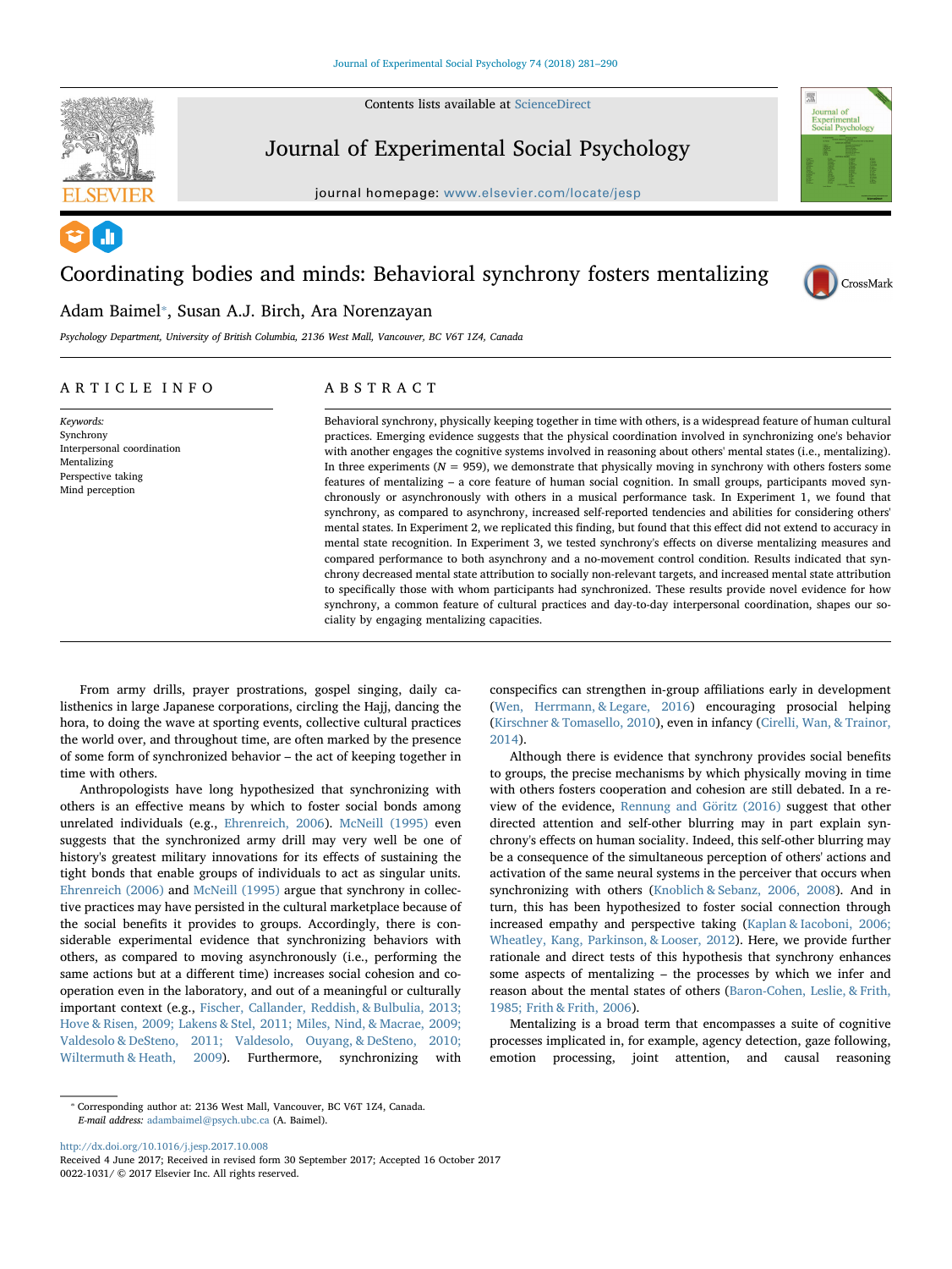# Coordinating bodies and minds: Behavioral synchrony fosters mentalizing

Adam Baimel*, Susan A.J. Birch, Ara Norenzayan

*Psychology Department, University of British Columbia, 2136 West Mall, Vancouver, BC V6T 1Z4, Canada*

## ARTICLE INFO

*Keywords:*
Synchrony
Interpersonal coordination
Mentalizing
Perspective taking
Mind perception

## ABSTRACT

Behavioral synchrony, physically keeping together in time with others, is a widespread feature of human cultural practices. Emerging evidence suggests that the physical coordination involved in synchronizing one's behavior with another engages the cognitive systems involved in reasoning about others' mental states (i.e., mentalizing). In three experiments ($N$ = 959), we demonstrate that physically moving in synchrony with others fosters some features of mentalizing – a core feature of human social cognition. In small groups, participants moved synchronously or asynchronously with others in a musical performance task. In Experiment 1, we found that synchrony, as compared to asynchrony, increased self-reported tendencies and abilities for considering others' mental states. In Experiment 2, we replicated this finding, but found that this effect did not extend to accuracy in mental state recognition. In Experiment 3, we tested synchrony's effects on diverse mentalizing measures and compared performance to both asynchrony and a no-movement control condition. Results indicated that synchrony decreased mental state attribution to socially non-relevant targets, and increased mental state attribution to specifically those with whom participants had synchronized. These results provide novel evidence for how synchrony, a common feature of cultural practices and day-to-day interpersonal coordination, shapes our sociality by engaging mentalizing capacities.

From army drills, prayer prostrations, gospel singing, daily calisthenics in large Japanese corporations, circling the Hajj, dancing the hora, to doing the wave at sporting events, collective cultural practices the world over, and throughout time, are often marked by the presence of some form of synchronized behavior – the act of keeping together in time with others.

Anthropologists have long hypothesized that synchronizing with others is an effective means by which to foster social bonds among unrelated individuals (e.g., Ehrenreich, 2006). McNeill (1995) even suggests that the synchronized army drill may very well be one of history's greatest military innovations for its effects of sustaining the tight bonds that enable groups of individuals to act as singular units. Ehrenreich (2006) and McNeill (1995) argue that synchrony in collective practices may have persisted in the cultural marketplace because of the social benefits it provides to groups. Accordingly, there is considerable experimental evidence that synchronizing behaviors with others, as compared to moving asynchronously (i.e., performing the same actions but at a different time) increases social cohesion and cooperation even in the laboratory, and out of a meaningful or culturally important context (e.g., Fischer, Callander, Reddish, & Bulbulia, 2013; Hove & Risen, 2009; Lakens & Stel, 2011; Miles, Nind, & Macrae, 2009; Valdesolo & DeSteno, 2011; Valdesolo, Ouyang, & DeSteno, 2010; Wiltermuth & Heath, 2009). Furthermore, synchronizing with conspecifics can strengthen in-group affiliations early in development (Wen, Herrmann, & Legare, 2016) encouraging prosocial helping (Kirschner & Tomasello, 2010), even in infancy (Cirelli, Wan, & Trainor, 2014).

Although there is evidence that synchrony provides social benefits to groups, the precise mechanisms by which physically moving in time with others fosters cooperation and cohesion are still debated. In a review of the evidence, Rennung and Göritz (2016) suggest that other directed attention and self-other blurring may in part explain synchrony's effects on human sociality. Indeed, this self-other blurring may be a consequence of the simultaneous perception of others' actions and activation of the same neural systems in the perceiver that occurs when synchronizing with others (Knoblich & Sebanz, 2006, 2008). And in turn, this has been hypothesized to foster social connection through increased empathy and perspective taking (Kaplan & Iacoboni, 2006; Wheatley, Kang, Parkinson, & Looser, 2012). Here, we provide further rationale and direct tests of this hypothesis that synchrony enhances some aspects of mentalizing – the processes by which we infer and reason about the mental states of others (Baron-Cohen, Leslie, & Frith, 1985; Frith & Frith, 2006).

Mentalizing is a broad term that encompasses a suite of cognitive processes implicated in, for example, agency detection, gaze following, emotion processing, joint attention, and causal reasoning

* Corresponding author at: 2136 West Mall, Vancouver, BC V6T 1Z4, Canada.
*E-mail address:* adambaimel@psych.ubc.ca (A. Baimel).

http://dx.doi.org/10.1016/j.jesp.2017.10.008
Received 4 June 2017; Received in revised form 30 September 2017; Accepted 16 October 2017
0022-1031/ © 2017 Elsevier Inc. All rights reserved.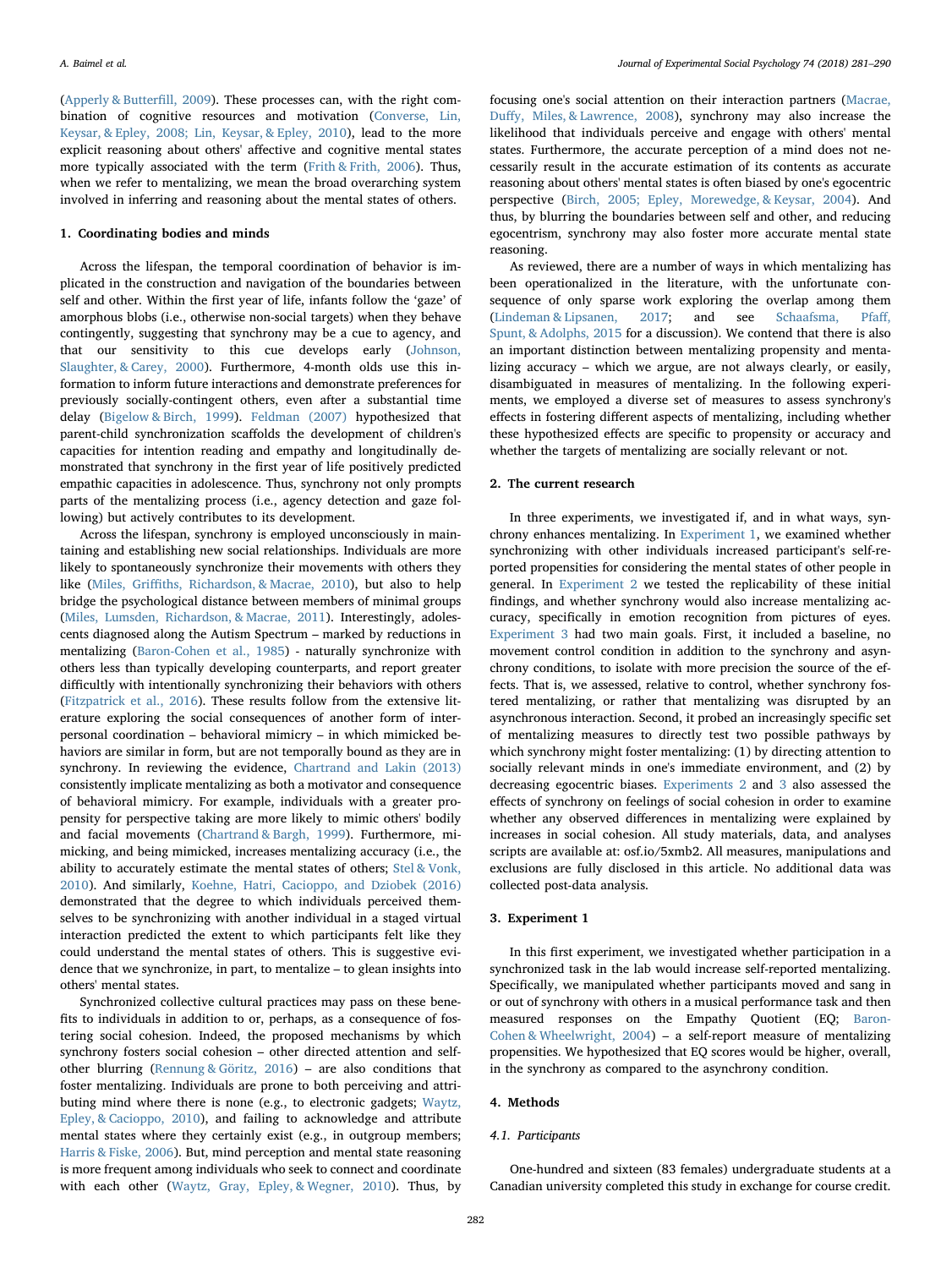(Apperly & Butterfill, 2009). These processes can, with the right combination of cognitive resources and motivation (Converse, Lin, Keysar, & Epley, 2008; Lin, Keysar, & Epley, 2010), lead to the more explicit reasoning about others' affective and cognitive mental states more typically associated with the term (Frith & Frith, 2006). Thus, when we refer to mentalizing, we mean the broad overarching system involved in inferring and reasoning about the mental states of others.

## 1. Coordinating bodies and minds

Across the lifespan, the temporal coordination of behavior is implicated in the construction and navigation of the boundaries between self and other. Within the first year of life, infants follow the 'gaze' of amorphous blobs (i.e., otherwise non-social targets) when they behave contingently, suggesting that synchrony may be a cue to agency, and that our sensitivity to this cue develops early (Johnson, Slaughter, & Carey, 2000). Furthermore, 4-month olds use this information to inform future interactions and demonstrate preferences for previously socially-contingent others, even after a substantial time delay (Bigelow & Birch, 1999). Feldman (2007) hypothesized that parent-child synchronization scaffolds the development of children's capacities for intention reading and empathy and longitudinally demonstrated that synchrony in the first year of life positively predicted empathic capacities in adolescence. Thus, synchrony not only prompts parts of the mentalizing process (i.e., agency detection and gaze following) but actively contributes to its development.

Across the lifespan, synchrony is employed unconsciously in maintaining and establishing new social relationships. Individuals are more likely to spontaneously synchronize their movements with others they like (Miles, Griffiths, Richardson, & Macrae, 2010), but also to help bridge the psychological distance between members of minimal groups (Miles, Lumsden, Richardson, & Macrae, 2011). Interestingly, adolescents diagnosed along the Autism Spectrum – marked by reductions in mentalizing (Baron-Cohen et al., 1985) - naturally synchronize with others less than typically developing counterparts, and report greater difficultly with intentionally synchronizing their behaviors with others (Fitzpatrick et al., 2016). These results follow from the extensive literature exploring the social consequences of another form of interpersonal coordination – behavioral mimicry – in which mimicked behaviors are similar in form, but are not temporally bound as they are in synchrony. In reviewing the evidence, Chartrand and Lakin (2013) consistently implicate mentalizing as both a motivator and consequence of behavioral mimicry. For example, individuals with a greater propensity for perspective taking are more likely to mimic others' bodily and facial movements (Chartrand & Bargh, 1999). Furthermore, mimicking, and being mimicked, increases mentalizing accuracy (i.e., the ability to accurately estimate the mental states of others; Stel & Vonk, 2010). And similarly, Koehne, Hatri, Cacioppo, and Dziobek (2016) demonstrated that the degree to which individuals perceived themselves to be synchronizing with another individual in a staged virtual interaction predicted the extent to which participants felt like they could understand the mental states of others. This is suggestive evidence that we synchronize, in part, to mentalize – to glean insights into others' mental states.

Synchronized collective cultural practices may pass on these benefits to individuals in addition to or, perhaps, as a consequence of fostering social cohesion. Indeed, the proposed mechanisms by which synchrony fosters social cohesion – other directed attention and self-other blurring (Rennung & Göritz, 2016) – are also conditions that foster mentalizing. Individuals are prone to both perceiving and attributing mind where there is none (e.g., to electronic gadgets; Waytz, Epley, & Cacioppo, 2010), and failing to acknowledge and attribute mental states where they certainly exist (e.g., in outgroup members; Harris & Fiske, 2006). But, mind perception and mental state reasoning is more frequent among individuals who seek to connect and coordinate with each other (Waytz, Gray, Epley, & Wegner, 2010). Thus, by focusing one's social attention on their interaction partners (Macrae, Duffy, Miles, & Lawrence, 2008), synchrony may also increase the likelihood that individuals perceive and engage with others' mental states. Furthermore, the accurate perception of a mind does not necessarily result in the accurate estimation of its contents as accurate reasoning about others' mental states is often biased by one's egocentric perspective (Birch, 2005; Epley, Morewedge, & Keysar, 2004). And thus, by blurring the boundaries between self and other, and reducing egocentrism, synchrony may also foster more accurate mental state reasoning.

As reviewed, there are a number of ways in which mentalizing has been operationalized in the literature, with the unfortunate consequence of only sparse work exploring the overlap among them (Lindeman & Lipsanen, 2017; and see Schaafsma, Pfaff, Spunt, & Adolphs, 2015 for a discussion). We contend that there is also an important distinction between mentalizing propensity and mentalizing accuracy – which we argue, are not always clearly, or easily, disambiguated in measures of mentalizing. In the following experiments, we employed a diverse set of measures to assess synchrony's effects in fostering different aspects of mentalizing, including whether these hypothesized effects are specific to propensity or accuracy and whether the targets of mentalizing are socially relevant or not.

## 2. The current research

In three experiments, we investigated if, and in what ways, synchrony enhances mentalizing. In Experiment 1, we examined whether synchronizing with other individuals increased participant's self-reported propensities for considering the mental states of other people in general. In Experiment 2 we tested the replicability of these initial findings, and whether synchrony would also increase mentalizing accuracy, specifically in emotion recognition from pictures of eyes. Experiment 3 had two main goals. First, it included a baseline, no movement control condition in addition to the synchrony and asynchrony conditions, to isolate with more precision the source of the effects. That is, we assessed, relative to control, whether synchrony fostered mentalizing, or rather that mentalizing was disrupted by an asynchronous interaction. Second, it probed an increasingly specific set of mentalizing measures to directly test two possible pathways by which synchrony might foster mentalizing: (1) by directing attention to socially relevant minds in one's immediate environment, and (2) by decreasing egocentric biases. Experiments 2 and 3 also assessed the effects of synchrony on feelings of social cohesion in order to examine whether any observed differences in mentalizing were explained by increases in social cohesion. All study materials, data, and analyses scripts are available at: osf.io/5xmb2. All measures, manipulations and exclusions are fully disclosed in this article. No additional data was collected post-data analysis.

## 3. Experiment 1

In this first experiment, we investigated whether participation in a synchronized task in the lab would increase self-reported mentalizing. Specifically, we manipulated whether participants moved and sang in or out of synchrony with others in a musical performance task and then measured responses on the Empathy Quotient (EQ; Baron-Cohen & Wheelwright, 2004) – a self-report measure of mentalizing propensities. We hypothesized that EQ scores would be higher, overall, in the synchrony as compared to the asynchrony condition.

## 4. Methods

### 4.1. Participants

One-hundred and sixteen (83 females) undergraduate students at a Canadian university completed this study in exchange for course credit.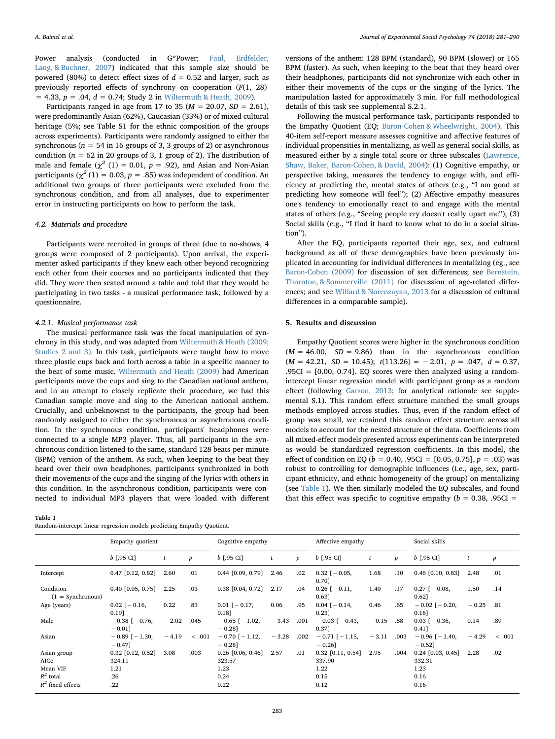Power analysis (conducted in G*Power; Faul, Erdfelder, Lang, & Buchner, 2007) indicated that this sample size should be powered (80%) to detect effect sizes of $d = 0.52$ and larger, such as previously reported effects of synchrony on cooperation ($F(1, 28) = 4.33$, $p = .04$, $d = 0.74$; Study 2 in Wiltermuth & Heath, 2009).

Participants ranged in age from 17 to 35 ($M = 20.07$, $SD = 2.61$), were predominantly Asian (62%), Caucasian (33%) or of mixed cultural heritage (5%; see Table S1 for the ethnic composition of the groups across experiments). Participants were randomly assigned to either the synchronous ($n = 54$ in 16 groups of 3, 3 groups of 2) or asynchronous condition ($n = 62$ in 20 groups of 3, 1 group of 2). The distribution of male and female ($\chi^2$ (1) = 0.01, $p = .92$), and Asian and Non-Asian participants ($\chi^2$ (1) = 0.03, $p = .85$) was independent of condition. An additional two groups of three participants were excluded from the synchronous condition, and from all analyses, due to experimenter error in instructing participants on how to perform the task.

### 4.2. Materials and procedure

Participants were recruited in groups of three (due to no-shows, 4 groups were composed of 2 participants). Upon arrival, the experimenter asked participants if they knew each other beyond recognizing each other from their courses and no participants indicated that they did. They were then seated around a table and told that they would be participating in two tasks - a musical performance task, followed by a questionnaire.

#### 4.2.1. Musical performance task

The musical performance task was the focal manipulation of synchrony in this study, and was adapted from Wiltermuth & Heath (2009; Studies 2 and 3). In this task, participants were taught how to move three plastic cups back and forth across a table in a specific manner to the beat of some music. Wiltermuth and Heath (2009) had American participants move the cups and sing to the Canadian national anthem, and in an attempt to closely replicate their procedure, we had this Canadian sample move and sing to the American national anthem. Crucially, and unbeknownst to the participants, the group had been randomly assigned to either the synchronous or asynchronous condition. In the synchronous condition, participants' headphones were connected to a single MP3 player. Thus, all participants in the synchronous condition listened to the same, standard 128 beats-per-minute (BPM) version of the anthem. As such, when keeping to the beat they heard over their own headphones, participants synchronized in both their movements of the cups and the singing of the lyrics with others in this condition. In the asynchronous condition, participants were connected to individual MP3 players that were loaded with different versions of the anthem: 128 BPM (standard), 90 BPM (slower) or 165 BPM (faster). As such, when keeping to the beat that they heard over their headphones, participants did not synchronize with each other in either their movements of the cups or the singing of the lyrics. The manipulation lasted for approximately 3 min. For full methodological details of this task see supplemental S.2.1.

Following the musical performance task, participants responded to the Empathy Quotient (EQ; Baron-Cohen & Wheelwright, 2004). This 40-item self-report measure assesses cognitive and affective features of individual propensities in mentalizing, as well as general social skills, as measured either by a single total score or three subscales (Lawrence, Shaw, Baker, Baron-Cohen, & David, 2004): (1) Cognitive empathy, or perspective taking, measures the tendency to engage with, and efficiency at predicting the, mental states of others (e.g., "I am good at predicting how someone will feel"); (2) Affective empathy measures one's tendency to emotionally react to and engage with the mental states of others (e.g., "Seeing people cry doesn't really upset me"); (3) Social skills (e.g., "I find it hard to know what to do in a social situation").

After the EQ, participants reported their age, sex, and cultural background as all of these demographics have been previously implicated in accounting for individual differences in mentalizing (eg., see Baron-Cohen (2009) for discussion of sex differences; see Bernstein, Thornton, & Sommerville (2011) for discussion of age-related differences; and see Willard & Norenzayan, 2013 for a discussion of cultural differences in a comparable sample).

## 5. Results and discussion

Empathy Quotient scores were higher in the synchronous condition ($M = 46.00$, $SD = 9.86$) than in the asynchronous condition ($M = 42.21$, $SD = 10.45$); $t(113.26) = -2.01$, $p = .047$, $d = 0.37$, .95CI = [0.00, 0.74]. EQ scores were then analyzed using a random-intercept linear regression model with participant group as a random effect (following Garson, 2013; for analytical rationale see supplemental S.1). This random effect structure matched the small groups methods employed across studies. Thus, even if the random effect of group was small, we retained this random effect structure across all models to account for the nested structure of the data. Coefficients from all mixed-effect models presented across experiments can be interpreted as would be standardized regression coefficients. In this model, the effect of condition on EQ ($b = 0.40$, .95CI = [0.05, 0.75], $p = .03$) was robust to controlling for demographic influences (i.e., age, sex, participant ethnicity, and ethnic homogeneity of the group) on mentalizing (see Table 1). We then similarly modeled the EQ subscales, and found that this effect was specific to cognitive empathy ($b = 0.38$, .95CI =

**Table 1**
Random-intercept linear regression models predicting Empathy Quotient.

| | Empathy quotient | | | Cognitive empathy | | | Affective empathy | | | Social skills | | |
|---|---|---|---|---|---|---|---|---|---|---|---|---|
| | b [.95 CI] | t | p | b [.95 CI] | t | p | b [.95 CI] | t | p | b [.95 CI] | t | p |
| Intercept | 0.47 [0.12, 0.82] | 2.60 | .01 | 0.44 [0.09, 0.79] | 2.46 | .02 | 0.32 [−0.05, 0.70] | 1.68 | .10 | 0.46 [0.10, 0.83] | 2.48 | .01 |
| Condition (1 = Synchronous) | 0.40 [0.05, 0.75] | 2.25 | .03 | 0.38 [0.04, 0.72] | 2.17 | .04 | 0.26 [−0.11, 0.63] | 1.40 | .17 | 0.27 [−0.08, 0.62] | 1.50 | .14 |
| Age (years) | 0.02 [−0.16, 0.19] | 0.22 | .83 | 0.01 [−0.17, 0.18] | 0.06 | .95 | 0.04 [−0.14, 0.23] | 0.46 | .65 | −0.02 [−0.20, 0.16] | −0.25 | .81 |
| Male | −0.38 [−0.76, −0.01] | −2.02 | .045 | −0.65 [−1.02, −0.28] | −3.43 | .001 | −0.03 [−0.43, 0.37] | −0.15 | .88 | 0.03 [−0.36, 0.41] | 0.14 | .89 |
| Asian | −0.89 [−1.30, −0.47] | −4.19 | < .001 | −0.70 [−1.12, −0.28] | −3.28 | .002 | −0.71 [−1.15, −0.26] | −3.11 | .003 | −0.96 [−1.40, −0.52] | −4.29 | < .001 |
| Asian group | 0.32 [0.12, 0.52] | 3.08 | .003 | 0.26 [0.06, 0.46] | 2.57 | .01 | 0.32 [0.11, 0.54] | 2.95 | .004 | 0.24 [0.03, 0.45] | 2.28 | .02 |
| AICc | 324.11 | | | 323.57 | | | 337.90 | | | 332.31 | | |
| Mean VIF | 1.21 | | | 1.23 | | | 1.22 | | | 1.23 | | |
| $R^2$ total | .26 | | | 0.24 | | | 0.15 | | | 0.16 | | |
| $R^2$ fixed effects | .22 | | | 0.22 | | | 0.12 | | | 0.16 | | |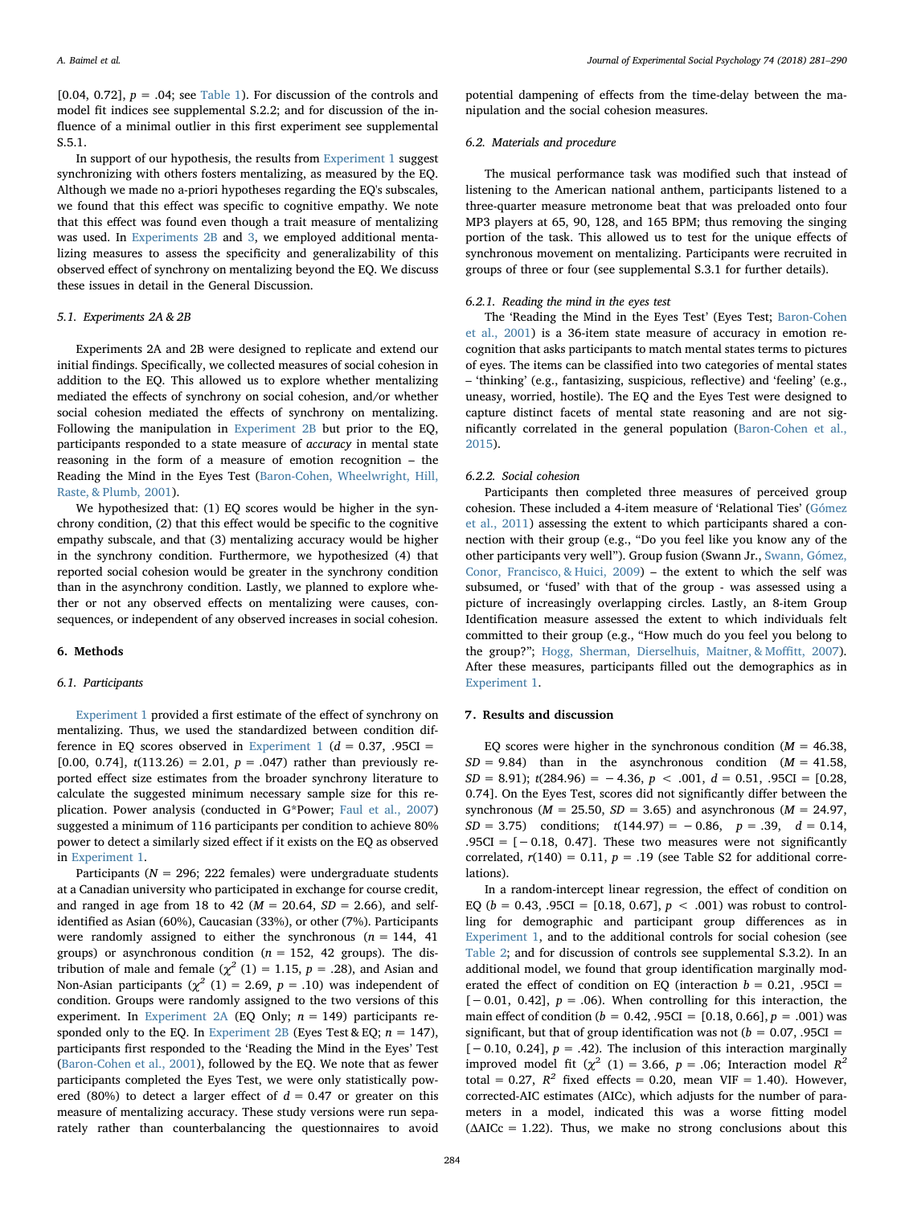[0.04, 0.72], $p = .04$; see Table 1). For discussion of the controls and model fit indices see supplemental S.2.2; and for discussion of the influence of a minimal outlier in this first experiment see supplemental S.5.1.

In support of our hypothesis, the results from Experiment 1 suggest synchronizing with others fosters mentalizing, as measured by the EQ. Although we made no a-priori hypotheses regarding the EQ's subscales, we found that this effect was specific to cognitive empathy. We note that this effect was found even though a trait measure of mentalizing was used. In Experiments 2B and 3, we employed additional mentalizing measures to assess the specificity and generalizability of this observed effect of synchrony on mentalizing beyond the EQ. We discuss these issues in detail in the General Discussion.

### 5.1. Experiments 2A & 2B

Experiments 2A and 2B were designed to replicate and extend our initial findings. Specifically, we collected measures of social cohesion in addition to the EQ. This allowed us to explore whether mentalizing mediated the effects of synchrony on social cohesion, and/or whether social cohesion mediated the effects of synchrony on mentalizing. Following the manipulation in Experiment 2B but prior to the EQ, participants responded to a state measure of *accuracy* in mental state reasoning in the form of a measure of emotion recognition – the Reading the Mind in the Eyes Test (Baron-Cohen, Wheelwright, Hill, Raste, & Plumb, 2001).

We hypothesized that: (1) EQ scores would be higher in the synchrony condition, (2) that this effect would be specific to the cognitive empathy subscale, and that (3) mentalizing accuracy would be higher in the synchrony condition. Furthermore, we hypothesized (4) that reported social cohesion would be greater in the synchrony condition than in the asynchrony condition. Lastly, we planned to explore whether or not any observed effects on mentalizing were causes, consequences, or independent of any observed increases in social cohesion.

## 6. Methods

### 6.1. Participants

Experiment 1 provided a first estimate of the effect of synchrony on mentalizing. Thus, we used the standardized between condition difference in EQ scores observed in Experiment 1 ($d = 0.37$, .95CI = [0.00, 0.74], $t(113.26) = 2.01$, $p = .047$) rather than previously reported effect size estimates from the broader synchrony literature to calculate the suggested minimum necessary sample size for this replication. Power analysis (conducted in G*Power; Faul et al., 2007) suggested a minimum of 116 participants per condition to achieve 80% power to detect a similarly sized effect if it exists on the EQ as observed in Experiment 1.

Participants ($N = 296$; 222 females) were undergraduate students at a Canadian university who participated in exchange for course credit, and ranged in age from 18 to 42 ($M = 20.64$, $SD = 2.66$), and self-identified as Asian (60%), Caucasian (33%), or other (7%). Participants were randomly assigned to either the synchronous ($n = 144$, 41 groups) or asynchronous condition ($n = 152$, 42 groups). The distribution of male and female ($\chi^2$ (1) = 1.15, $p = .28$), and Asian and Non-Asian participants ($\chi^2$ (1) = 2.69, $p = .10$) was independent of condition. Groups were randomly assigned to the two versions of this experiment. In Experiment 2A (EQ Only; $n = 149$) participants responded only to the EQ. In Experiment 2B (Eyes Test & EQ; $n = 147$), participants first responded to the 'Reading the Mind in the Eyes' Test (Baron-Cohen et al., 2001), followed by the EQ. We note that as fewer participants completed the Eyes Test, we were only statistically powered (80%) to detect a larger effect of $d = 0.47$ or greater on this measure of mentalizing accuracy. These study versions were run separately rather than counterbalancing the questionnaires to avoid potential dampening of effects from the time-delay between the manipulation and the social cohesion measures.

### 6.2. Materials and procedure

The musical performance task was modified such that instead of listening to the American national anthem, participants listened to a three-quarter measure metronome beat that was preloaded onto four MP3 players at 65, 90, 128, and 165 BPM; thus removing the singing portion of the task. This allowed us to test for the unique effects of synchronous movement on mentalizing. Participants were recruited in groups of three or four (see supplemental S.3.1 for further details).

#### 6.2.1. Reading the mind in the eyes test

The 'Reading the Mind in the Eyes' Test (Eyes Test; Baron-Cohen et al., 2001) is a 36-item state measure of accuracy in emotion recognition that asks participants to match mental states terms to pictures of eyes. The items can be classified into two categories of mental states – 'thinking' (e.g., fantasizing, suspicious, reflective) and 'feeling' (e.g., uneasy, worried, hostile). The EQ and the Eyes Test were designed to capture distinct facets of mental state reasoning and are not significantly correlated in the general population (Baron-Cohen et al., 2015).

#### 6.2.2. Social cohesion

Participants then completed three measures of perceived group cohesion. These included a 4-item measure of 'Relational Ties' (Gómez et al., 2011) assessing the extent to which participants shared a connection with their group (e.g., "Do you feel like you know any of the other participants very well"). Group fusion (Swann Jr., Swann, Gómez, Conor, Francisco, & Huici, 2009) – the extent to which the self was subsumed, or 'fused' with that of the group - was assessed using a picture of increasingly overlapping circles. Lastly, an 8-item Group Identification measure assessed the extent to which individuals felt committed to their group (e.g., "How much do you feel you belong to the group?"; Hogg, Sherman, Dierselhuis, Maitner, & Moffitt, 2007). After these measures, participants filled out the demographics as in Experiment 1.

## 7. Results and discussion

EQ scores were higher in the synchronous condition ($M = 46.38$, $SD = 9.84$) than in the asynchronous condition ($M = 41.58$, $SD = 8.91$); $t(284.96) = -4.36$, $p < .001$, $d = 0.51$, .95CI = [0.28, 0.74]. On the Eyes Test, scores did not significantly differ between the synchronous ($M = 25.50$, $SD = 3.65$) and asynchronous ($M = 24.97$, $SD = 3.75$) conditions; $t(144.97) = -0.86$, $p = .39$, $d = 0.14$, .95CI = [−0.18, 0.47]. These two measures were not significantly correlated, $r(140) = 0.11$, $p = .19$ (see Table S2 for additional correlations).

In a random-intercept linear regression, the effect of condition on EQ ($b = 0.43$, .95CI = [0.18, 0.67], $p < .001$) was robust to controlling for demographic and participant group differences as in Experiment 1, and to the additional controls for social cohesion (see Table 2; and for discussion of controls see supplemental S.3.2). In an additional model, we found that group identification marginally moderated the effect of condition on EQ (interaction $b = 0.21$, .95CI = [−0.01, 0.42], $p = .06$). When controlling for this interaction, the main effect of condition ($b = 0.42$, .95CI = [0.18, 0.66], $p = .001$) was significant, but that of group identification was not ($b = 0.07$, .95CI = [−0.10, 0.24], $p = .42$). The inclusion of this interaction marginally improved model fit ($\chi^2$ (1) = 3.66, $p = .06$; Interaction model $R^2$ total = 0.27, $R^2$ fixed effects = 0.20, mean VIF = 1.40). However, corrected-AIC estimates (AICc), which adjusts for the number of parameters in a model, indicated this was a worse fitting model (ΔAICc = 1.22). Thus, we make no strong conclusions about this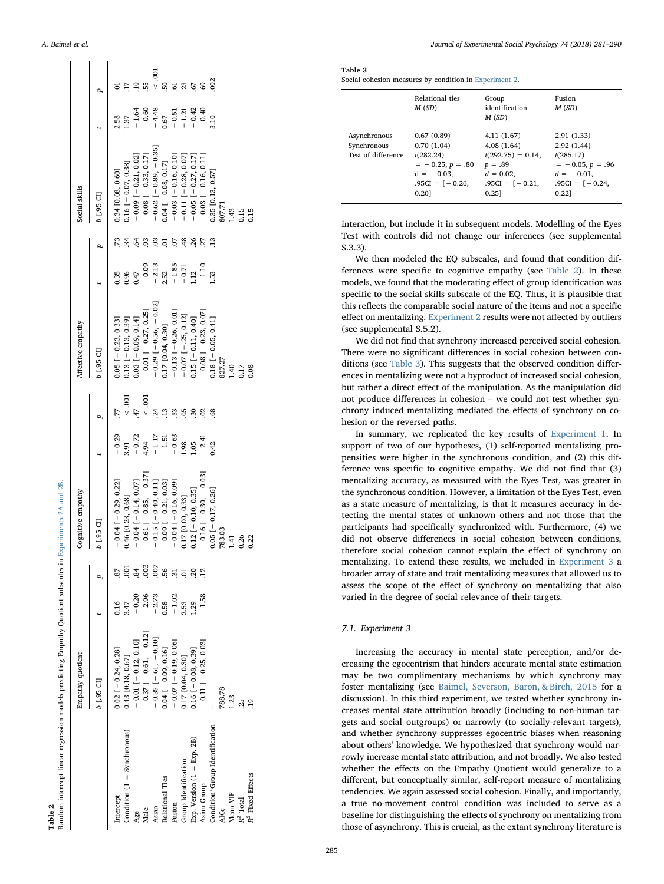**Table 2**
Random intercept linear regression models predicting Empathy Quotient subscales in Experiments 2A and 2B.

| | Empathy quotient | | | Cognitive empathy | | | Affective empathy | | | Social skills | | |
|---|---|---|---|---|---|---|---|---|---|---|---|---|
| | b [.95 CI] | t | p | b [.95 CI] | t | p | b [.95 CI] | t | p | b [.95 CI] | t | p |
| Intercept | 0.02 [−0.24, 0.28] | 0.16 | .87 | −0.04 [−0.29, 0.22] | −0.29 | .77 | 0.05 [−0.23, 0.33] | 0.35 | .73 | 0.34 [0.08, 0.60] | 2.58 | .01 |
| Condition (1 = Synchronous) | 0.43 [0.18, 0.67] | 3.47 | .001 | 0.46 [0.23, 0.68] | 3.91 | < .001 | 0.13 [−0.13, 0.39] | 0.96 | .34 | 0.16 [−0.07, 0.38] | 1.37 | .17 |
| Age | −0.01 [−0.12, 0.10] | −0.20 | .84 | −0.04 [−0.14, 0.07] | −0.72 | .47 | 0.03 [−0.09, 0.14] | 0.47 | .64 | −0.09 [−0.21, 0.02] | −1.64 | .10 |
| Male | −0.37 [−0.61, −0.12] | −2.96 | .003 | −0.61 [−0.85, −0.37] | 4.94 | < .001 | −0.01 [−0.27, 0.25] | −0.09 | .93 | −0.08 [−0.33, 0.17] | −0.60 | .55 |
| Asian | −0.35 [−.61, −0.10] | −2.73 | .007 | −0.15 [−0.40, 0.11] | −1.17 | .24 | −0.29 [−0.56, −0.02] | −2.13 | .03 | −0.62 [−0.89, −0.35] | −4.48 | < .001 |
| Relational Ties | 0.04 [−0.09, 0.16] | 0.58 | .56 | −0.09 [−0.21, 0.03] | −1.51 | .13 | 0.17 [0.04, 0.30] | 2.52 | .01 | 0.04 [−0.08, 0.17] | 0.67 | .50 |
| Fusion | −0.07 [−0.19, 0.06] | −1.02 | .31 | −0.04 [−0.16, 0.09] | −0.63 | .53 | −0.13 [−0.26, 0.01] | −1.85 | .07 | −0.03 [−0.16, 0.10] | −0.51 | .61 |
| Group Identification | 0.17 [0.04, 0.30] | 2.53 | .01 | 0.17 [0.00, 0.33] | 1.98 | .05 | −0.07 [−.25, 0.12] | −0.71 | .48 | −0.11 [−0.28, 0.07] | −1.21 | .23 |
| Exp. Version (1 = Exp. 2B) | 0.16 [−0.08, 0.39] | 1.29 | .20 | 0.12 [−0.10, 0.35] | 1.05 | .30 | 0.15 [−0.11, 0.40] | 1.12 | .26 | −0.05 [−0.27, 0.17] | −0.42 | .67 |
| Asian Group | −0.11 [−0.25, 0.03] | −1.58 | .12 | −0.16 [−0.30, −0.03] | −2.41 | .02 | −0.08 [−0.23, 0.07] | −1.10 | .27 | −0.03 [−0.16, 0.11] | −0.40 | .69 |
| Condition*Group Identification | – | | | 0.05 [−0.17, 0.26] | 0.42 | .68 | 0.18 [−0.05, 0.41] | 1.53 | .13 | 0.35 [0.13, 0.57] | 3.10 | .002 |
| AICc | 788.78 | | | 783.03 | | | 827.27 | | | 807.71 | | |
| Mean VIF | 1.23 | | | 1.41 | | | 1.40 | | | 1.43 | | |
| $R^2$ Total | .25 | | | 0.26 | | | 0.17 | | | 0.15 | | |
| $R^2$ Fixed Effects | .19 | | | 0.22 | | | 0.08 | | | 0.15 | | |

**Table 3**
Social cohesion measures by condition in Experiment 2.

| | Relational ties M (SD) | Group identification M (SD) | Fusion M (SD) |
|---|---|---|---|
| Asynchronous | 0.67 (0.89) | 4.11 (1.67) | 2.91 (1.33) |
| Synchronous | 0.70 (1.04) | 4.08 (1.64) | 2.92 (1.44) |
| Test of difference | $t(282.24) = -0.25, p = .80$ d = −0.03, .95CI = [−0.26, 0.20] | $t(292.75) = 0.14, p = .89$ d = 0.02, .95CI = [−0.21, 0.25] | $t(285.17) = -0.05, p = .96$ d = −0.01, .95CI = [−0.24, 0.22] |

interaction, but include it in subsequent models. Modelling of the Eyes Test with controls did not change our inferences (see supplemental S.3.3).

We then modeled the EQ subscales, and found that condition differences were specific to cognitive empathy (see Table 2). In these models, we found that the moderating effect of group identification was specific to the social skills subscale of the EQ. Thus, it is plausible that this reflects the comparable social nature of the items and not a specific effect on mentalizing. Experiment 2 results were not affected by outliers (see supplemental S.5.2).

We did not find that synchrony increased perceived social cohesion. There were no significant differences in social cohesion between conditions (see Table 3). This suggests that the observed condition differences in mentalizing were not a byproduct of increased social cohesion, but rather a direct effect of the manipulation. As the manipulation did not produce differences in cohesion – we could not test whether synchrony induced mentalizing mediated the effects of synchrony on cohesion or the reversed paths.

In summary, we replicated the key results of Experiment 1. In support of two of our hypotheses, (1) self-reported mentalizing propensities were higher in the synchronous condition, and (2) this difference was specific to cognitive empathy. We did not find that (3) mentalizing accuracy, as measured with the Eyes Test, was greater in the synchronous condition. However, a limitation of the Eyes Test, even as a state measure of mentalizing, is that it measures accuracy in detecting the mental states of unknown others and not those that the participants had specifically synchronized with. Furthermore, (4) we did not observe differences in social cohesion between conditions, therefore social cohesion cannot explain the effect of synchrony on mentalizing. To extend these results, we included in Experiment 3 a broader array of state and trait mentalizing measures that allowed us to assess the scope of the effect of synchrony on mentalizing that also varied in the degree of social relevance of their targets.

### 7.1. Experiment 3

Increasing the accuracy in mental state perception, and/or decreasing the egocentrism that hinders accurate mental state estimation may be two complimentary mechanisms by which synchrony may foster mentalizing (see Baimel, Severson, Baron, & Birch, 2015 for a discussion). In this third experiment, we tested whether synchrony increases mental state attribution broadly (including to non-human targets and social outgroups) or narrowly (to socially-relevant targets), and whether synchrony suppresses egocentric biases when reasoning about others' knowledge. We hypothesized that synchrony would narrowly increase mental state attribution, and not broadly. We also tested whether the effects on the Empathy Quotient would generalize to a different, but conceptually similar, self-report measure of mentalizing tendencies. We again assessed social cohesion. Finally, and importantly, a true no-movement control condition was included to serve as a baseline for distinguishing the effects of synchrony on mentalizing from those of asynchrony. This is crucial, as the extant synchrony literature is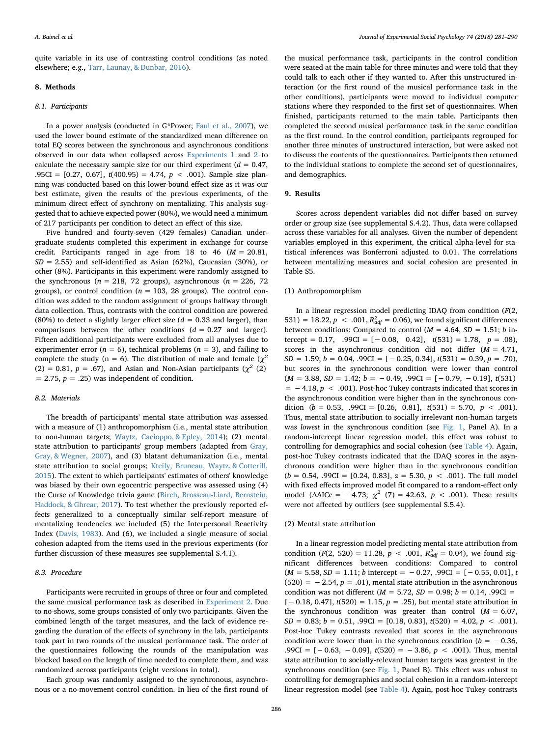quite variable in its use of contrasting control conditions (as noted elsewhere; e.g., Tarr, Launay, & Dunbar, 2016).

## 8. Methods

### 8.1. Participants

In a power analysis (conducted in G*Power; Faul et al., 2007), we used the lower bound estimate of the standardized mean difference on total EQ scores between the synchronous and asynchronous conditions observed in our data when collapsed across Experiments 1 and 2 to calculate the necessary sample size for our third experiment ($d$ = 0.47, .95CI = [0.27, 0.67], $t$(400.95) = 4.74, $p$ < .001). Sample size planning was conducted based on this lower-bound effect size as it was our best estimate, given the results of the previous experiments, of the minimum direct effect of synchrony on mentalizing. This analysis suggested that to achieve expected power (80%), we would need a minimum of 217 participants per condition to detect an effect of this size.

Five hundred and fourty-seven (429 females) Canadian undergraduate students completed this experiment in exchange for course credit. Participants ranged in age from 18 to 46 ($M$ = 20.81, $SD$ = 2.55) and self-identified as Asian (62%), Caucasian (30%), or other (8%). Participants in this experiment were randomly assigned to the synchronous ($n$ = 218, 72 groups), asynchronous ($n$ = 226, 72 groups), or control condition ($n$ = 103, 28 groups). The control condition was added to the random assignment of groups halfway through data collection. Thus, contrasts with the control condition are powered (80%) to detect a slightly larger effect size ($d$ = 0.33 and larger), than comparisons between the other conditions ($d$ = 0.27 and larger). Fifteen additional participants were excluded from all analyses due to experimenter error ($n$ = 6), technical problems ($n$ = 3), and failing to complete the study (n = 6). The distribution of male and female ($\chi^2$ (2) = 0.81, $p$ = .67), and Asian and Non-Asian participants ($\chi^2$ (2) = 2.75, $p$ = .25) was independent of condition.

### 8.2. Materials

The breadth of participants' mental state attribution was assessed with a measure of (1) anthropomorphism (i.e., mental state attribution to non-human targets; Waytz, Cacioppo, & Epley, 2014); (2) mental state attribution to participants' group members (adapted from Gray, Gray, & Wegner, 2007), and (3) blatant dehumanization (i.e., mental state attribution to social groups; Kteily, Bruneau, Waytz, & Cotterill, 2015). The extent to which participants' estimates of others' knowledge was biased by their own egocentric perspective was assessed using (4) the Curse of Knowledge trivia game (Birch, Brosseau-Liard, Bernstein, Haddock, & Ghrear, 2017). To test whether the previously reported effects generalized to a conceptually similar self-report measure of mentalizing tendencies we included (5) the Interpersonal Reactivity Index (Davis, 1983). And (6), we included a single measure of social cohesion adapted from the items used in the previous experiments (for further discussion of these measures see supplemental S.4.1).

### 8.3. Procedure

Participants were recruited in groups of three or four and completed the same musical performance task as described in Experiment 2. Due to no-shows, some groups consisted of only two participants. Given the combined length of the target measures, and the lack of evidence regarding the duration of the effects of synchrony in the lab, participants took part in two rounds of the musical performance task. The order of the questionnaires following the rounds of the manipulation was blocked based on the length of time needed to complete them, and was randomized across participants (eight versions in total).

Each group was randomly assigned to the synchronous, asynchronous or a no-movement control condition. In lieu of the first round of the musical performance task, participants in the control condition were seated at the main table for three minutes and were told that they could talk to each other if they wanted to. After this unstructured interaction (or the first round of the musical performance task in the other conditions), participants were moved to individual computer stations where they responded to the first set of questionnaires. When finished, participants returned to the main table. Participants then completed the second musical performance task in the same condition as the first round. In the control condition, participants regrouped for another three minutes of unstructured interaction, but were asked not to discuss the contents of the questionnaires. Participants then returned to the individual stations to complete the second set of questionnaires, and demographics.

## 9. Results

Scores across dependent variables did not differ based on survey order or group size (see supplemental S.4.2). Thus, data were collapsed across these variables for all analyses. Given the number of dependent variables employed in this experiment, the critical alpha-level for statistical inferences was Bonferroni adjusted to 0.01. The correlations between mentalizing measures and social cohesion are presented in Table S5.

(1) Anthropomorphism

In a linear regression model predicting IDAQ from condition ($F$(2, 531) = 18.22, $p$ < .001, $R^2_{adj}$ = 0.06), we found significant differences between conditions: Compared to control ($M$ = 4.64, $SD$ = 1.51; $b$ intercept = 0.17, .99CI = [−0.08, 0.42], $t$(531) = 1.78, $p$ = .08), scores in the asynchronous condition did not differ ($M$ = 4.71, $SD$ = 1.59; $b$ = 0.04, .99CI = [−0.25, 0.34], $t$(531) = 0.39, $p$ = .70), but scores in the synchronous condition were lower than control ($M$ = 3.88, $SD$ = 1.42; $b$ = −0.49, .99CI = [−0.79, −0.19], $t$(531) = −4.18, $p$ < .001). Post-hoc Tukey contrasts indicated that scores in the asynchronous condition were higher than in the synchronous condition ($b$ = 0.53, .99CI = [0.26, 0.81], $t$(531) = 5.70, $p$ < .001). Thus, mental state attribution to socially irrelevant non-human targets was *lowest* in the synchronous condition (see Fig. 1, Panel A). In a random-intercept linear regression model, this effect was robust to controlling for demographics and social cohesion (see Table 4). Again, post-hoc Tukey contrasts indicated that the IDAQ scores in the asynchronous condition were higher than in the synchronous condition ($b$ = 0.54, .99CI = [0.24, 0.83], $z$ = 5.30, $p$ < .001). The full model with fixed effects improved model fit compared to a random-effect only model (ΔAICc = −4.73; $\chi^2$ (7) = 42.63, $p$ < .001). These results were not affected by outliers (see supplemental S.5.4).

(2) Mental state attribution

In a linear regression model predicting mental state attribution from condition ($F$(2, 520) = 11.28, $p$ < .001, $R^2_{adj}$ = 0.04), we found significant differences between conditions: Compared to control ($M$ = 5.58, $SD$ = 1.11; $b$ intercept = −0.27, .99CI = [−0.55, 0.01], $t$(520) = −2.54, $p$ = .01), mental state attribution in the asynchronous condition was not different ($M$ = 5.72, $SD$ = 0.98; $b$ = 0.14, .99CI = [−0.18, 0.47], $t$(520) = 1.15, $p$ = .25), but mental state attribution in the synchronous condition was greater than control ($M$ = 6.07, $SD$ = 0.83; $b$ = 0.51, .99CI = [0.18, 0.83], $t$(520) = 4.02, $p$ < .001). Post-hoc Tukey contrasts revealed that scores in the asynchronous condition were lower than in the synchronous condition ($b$ = −0.36, .99CI = [−0.63, −0.09], $t$(520) = −3.86, $p$ < .001). Thus, mental state attribution to socially-relevant human targets was greatest in the synchronous condition (see Fig. 1, Panel B). This effect was robust to controlling for demographics and social cohesion in a random-intercept linear regression model (see Table 4). Again, post-hoc Tukey contrasts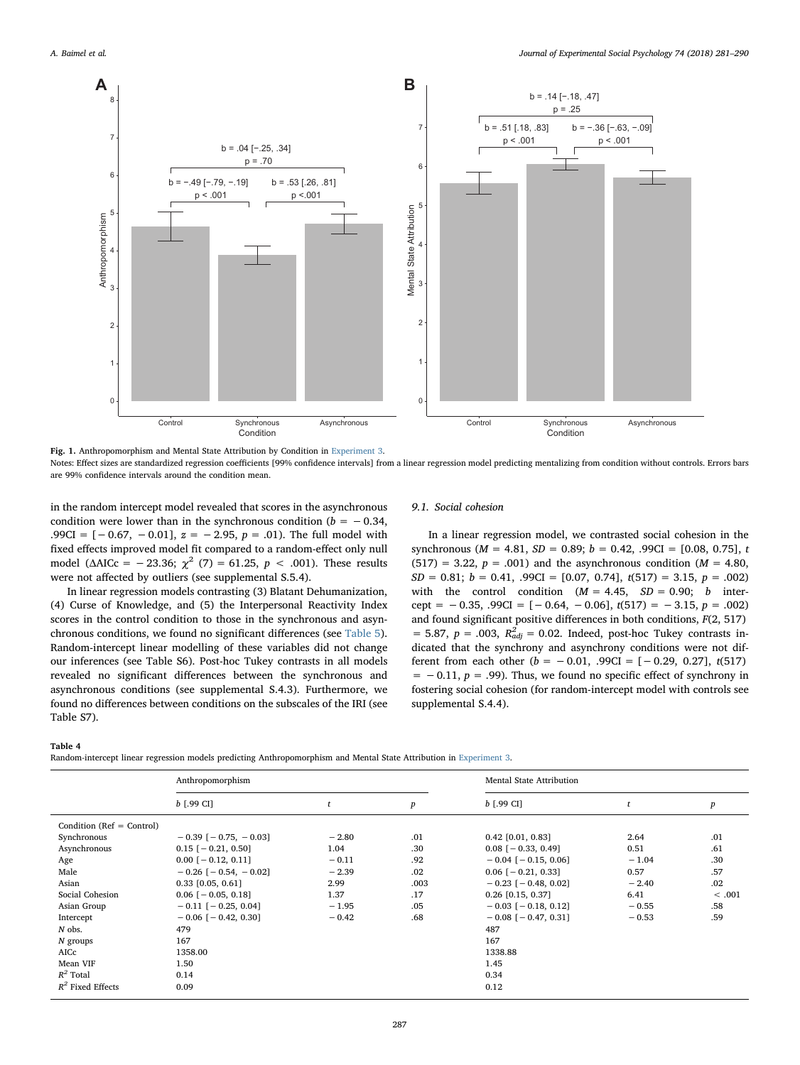Fig. 1. Anthropomorphism and Mental State Attribution by Condition in Experiment 3.

Notes: Effect sizes are standardized regression coefficients [99% confidence intervals] from a linear regression model predicting mentalizing from condition without controls. Errors bars are 99% confidence intervals around the condition mean.

in the random intercept model revealed that scores in the asynchronous condition were lower than in the synchronous condition ($b = -0.34$, .99CI = [−0.67, −0.01], $z = -2.95$, $p = .01$). The full model with fixed effects improved model fit compared to a random-effect only null model (ΔAICc = −23.36; $\chi^2$ (7) = 61.25, $p < .001$). These results were not affected by outliers (see supplemental S.5.4).

In linear regression models contrasting (3) Blatant Dehumanization, (4) Curse of Knowledge, and (5) the Interpersonal Reactivity Index scores in the control condition to those in the synchronous and asynchronous conditions, we found no significant differences (see Table 5). Random-intercept linear modelling of these variables did not change our inferences (see Table S6). Post-hoc Tukey contrasts in all models revealed no significant differences between the synchronous and asynchronous conditions (see supplemental S.4.3). Furthermore, we found no differences between conditions on the subscales of the IRI (see Table S7).

### 9.1. Social cohesion

In a linear regression model, we contrasted social cohesion in the synchronous ($M = 4.81$, $SD = 0.89$; $b = 0.42$, .99CI = [0.08, 0.75], $t$ (517) = 3.22, $p = .001$) and the asynchronous condition ($M = 4.80$, $SD = 0.81$; $b = 0.41$, .99CI = [0.07, 0.74], $t$(517) = 3.15, $p = .002$) with the control condition ($M = 4.45$, $SD = 0.90$; $b$ intercept = −0.35, .99CI = [−0.64, −0.06], $t$(517) = −3.15, $p = .002$) and found significant positive differences in both conditions, $F$(2, 517) = 5.87, $p = .003$, $R^2_{adj} = 0.02$. Indeed, post-hoc Tukey contrasts indicated that the synchrony and asynchrony conditions were not different from each other ($b = -0.01$, .99CI = [−0.29, 0.27], $t$(517) = −0.11, $p = .99$). Thus, we found no specific effect of synchrony in fostering social cohesion (for random-intercept model with controls see supplemental S.4.4).

**Table 4**
Random-intercept linear regression models predicting Anthropomorphism and Mental State Attribution in Experiment 3.

| | Anthropomorphism | | | Mental State Attribution | | |
|---|---|---|---|---|---|---|
| | $b$ [.99 CI] | $t$ | $p$ | $b$ [.99 CI] | $t$ | $p$ |
| Condition (Ref = Control) | | | | | | |
| Synchronous | −0.39 [−0.75, −0.03] | −2.80 | .01 | 0.42 [0.01, 0.83] | 2.64 | .01 |
| Asynchronous | 0.15 [−0.21, 0.50] | 1.04 | .30 | 0.08 [−0.33, 0.49] | 0.51 | .61 |
| Age | 0.00 [−0.12, 0.11] | −0.11 | .92 | −0.04 [−0.15, 0.06] | −1.04 | .30 |
| Male | −0.26 [−0.54, −0.02] | −2.39 | .02 | 0.06 [−0.21, 0.33] | 0.57 | .57 |
| Asian | 0.33 [0.05, 0.61] | 2.99 | .003 | −0.23 [−0.48, 0.02] | −2.40 | .02 |
| Social Cohesion | 0.06 [−0.05, 0.18] | 1.37 | .17 | 0.26 [0.15, 0.37] | 6.41 | < .001 |
| Asian Group | −0.11 [−0.25, 0.04] | −1.95 | .05 | −0.03 [−0.18, 0.12] | −0.55 | .58 |
| Intercept | −0.06 [−0.42, 0.30] | −0.42 | .68 | −0.08 [−0.47, 0.31] | −0.53 | .59 |
| $N$ obs. | 479 | | | 487 | | |
| $N$ groups | 167 | | | 167 | | |
| AICc | 1358.00 | | | 1338.88 | | |
| Mean VIF | 1.50 | | | 1.45 | | |
| $R^2$ Total | 0.14 | | | 0.34 | | |
| $R^2$ Fixed Effects | 0.09 | | | 0.12 | | |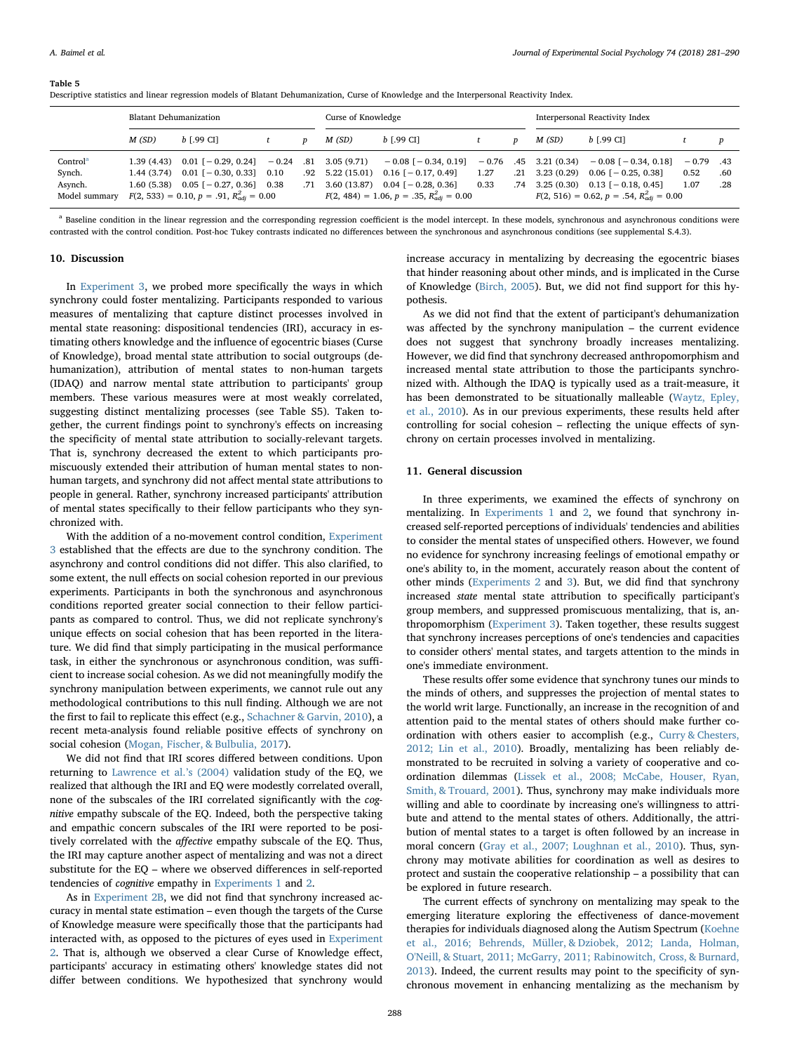**Table 5**
Descriptive statistics and linear regression models of Blatant Dehumanization, Curse of Knowledge and the Interpersonal Reactivity Index.

| | Blatant Dehumanization | | | | Curse of Knowledge | | | | Interpersonal Reactivity Index | | | |
|---|---|---|---|---|---|---|---|---|---|---|---|---|
| | *M (SD)* | *b* [.99 CI] | *t* | *p* | *M (SD)* | *b* [.99 CI] | *t* | *p* | *M (SD)* | *b* [.99 CI] | *t* | *p* |
| Control[a] | 1.39 (4.43) | 0.01 [−0.29, 0.24] | −0.24 | .81 | 3.05 (9.71) | −0.08 [−0.34, 0.19] | −0.76 | .45 | 3.21 (0.34) | −0.08 [−0.34, 0.18] | −0.79 | .43 |
| Synch. | 1.44 (3.74) | 0.01 [−0.30, 0.33] | 0.10 | .92 | 5.22 (15.01) | 0.16 [−0.17, 0.49] | 1.27 | .21 | 3.23 (0.29) | 0.06 [−0.25, 0.38] | 0.52 | .60 |
| Asynch. | 1.60 (5.38) | 0.05 [−0.27, 0.36] | 0.38 | .71 | 3.60 (13.87) | 0.04 [−0.28, 0.36] | 0.33 | .74 | 3.25 (0.30) | 0.13 [−0.18, 0.45] | 1.07 | .28 |
| Model summary | $F(2, 533) = 0.10, p = .91, R^2_{adj} = 0.00$ | | | | $F(2, 484) = 1.06, p = .35, R^2_{adj} = 0.00$ | | | | $F(2, 516) = 0.62, p = .54, R^2_{adj} = 0.00$ | | | |

[a] Baseline condition in the linear regression and the corresponding regression coefficient is the model intercept. In these models, synchronous and asynchronous conditions were contrasted with the control condition. Post-hoc Tukey contrasts indicated no differences between the synchronous and asynchronous conditions (see supplemental S.4.3).

## 10. Discussion

In Experiment 3, we probed more specifically the ways in which synchrony could foster mentalizing. Participants responded to various measures of mentalizing that capture distinct processes involved in mental state reasoning: dispositional tendencies (IRI), accuracy in estimating others knowledge and the influence of egocentric biases (Curse of Knowledge), broad mental state attribution to social outgroups (dehumanization), attribution of mental states to non-human targets (IDAQ) and narrow mental state attribution to participants' group members. These various measures were at most weakly correlated, suggesting distinct mentalizing processes (see Table S5). Taken together, the current findings point to synchrony's effects on increasing the specificity of mental state attribution to socially-relevant targets. That is, synchrony decreased the extent to which participants promiscuously extended their attribution of human mental states to non-human targets, and synchrony did not affect mental state attributions to people in general. Rather, synchrony increased participants' attribution of mental states specifically to their fellow participants who they synchronized with.

With the addition of a no-movement control condition, Experiment 3 established that the effects are due to the synchrony condition. The asynchrony and control conditions did not differ. This also clarified, to some extent, the null effects on social cohesion reported in our previous experiments. Participants in both the synchronous and asynchronous conditions reported greater social connection to their fellow participants as compared to control. Thus, we did not replicate synchrony's unique effects on social cohesion that has been reported in the literature. We did find that simply participating in the musical performance task, in either the synchronous or asynchronous condition, was sufficient to increase social cohesion. As we did not meaningfully modify the synchrony manipulation between experiments, we cannot rule out any methodological contributions to this null finding. Although we are not the first to fail to replicate this effect (e.g., Schachner & Garvin, 2010), a recent meta-analysis found reliable positive effects of synchrony on social cohesion (Mogan, Fischer, & Bulbulia, 2017).

We did not find that IRI scores differed between conditions. Upon returning to Lawrence et al.'s (2004) validation study of the EQ, we realized that although the IRI and EQ were modestly correlated overall, none of the subscales of the IRI correlated significantly with the *cognitive* empathy subscale of the EQ. Indeed, both the perspective taking and empathic concern subscales of the IRI were reported to be positively correlated with the *affective* empathy subscale of the EQ. Thus, the IRI may capture another aspect of mentalizing and was not a direct substitute for the EQ – where we observed differences in self-reported tendencies of *cognitive* empathy in Experiments 1 and 2.

As in Experiment 2B, we did not find that synchrony increased accuracy in mental state estimation – even though the targets of the Curse of Knowledge measure were specifically those that the participants had interacted with, as opposed to the pictures of eyes used in Experiment 2. That is, although we observed a clear Curse of Knowledge effect, participants' accuracy in estimating others' knowledge states did not differ between conditions. We hypothesized that synchrony would increase accuracy in mentalizing by decreasing the egocentric biases that hinder reasoning about other minds, and is implicated in the Curse of Knowledge (Birch, 2005). But, we did not find support for this hypothesis.

As we did not find that the extent of participant's dehumanization was affected by the synchrony manipulation – the current evidence does not suggest that synchrony broadly increases mentalizing. However, we did find that synchrony decreased anthropomorphism and increased mental state attribution to those the participants synchronized with. Although the IDAQ is typically used as a trait-measure, it has been demonstrated to be situationally malleable (Waytz, Epley, et al., 2010). As in our previous experiments, these results held after controlling for social cohesion – reflecting the unique effects of synchrony on certain processes involved in mentalizing.

## 11. General discussion

In three experiments, we examined the effects of synchrony on mentalizing. In Experiments 1 and 2, we found that synchrony increased self-reported perceptions of individuals' tendencies and abilities to consider the mental states of unspecified others. However, we found no evidence for synchrony increasing feelings of emotional empathy or one's ability to, in the moment, accurately reason about the content of other minds (Experiments 2 and 3). But, we did find that synchrony increased *state* mental state attribution to specifically participant's group members, and suppressed promiscuous mentalizing, that is, anthropomorphism (Experiment 3). Taken together, these results suggest that synchrony increases perceptions of one's tendencies and capacities to consider others' mental states, and targets attention to the minds in one's immediate environment.

These results offer some evidence that synchrony tunes our minds to the minds of others, and suppresses the projection of mental states to the world writ large. Functionally, an increase in the recognition of and attention paid to the mental states of others should make further coordination with others easier to accomplish (e.g., Curry & Chesters, 2012; Lin et al., 2010). Broadly, mentalizing has been reliably demonstrated to be recruited in solving a variety of cooperative and coordination dilemmas (Lissek et al., 2008; McCabe, Houser, Ryan, Smith, & Trouard, 2001). Thus, synchrony may make individuals more willing and able to coordinate by increasing one's willingness to attribute and attend to the mental states of others. Additionally, the attribution of mental states to a target is often followed by an increase in moral concern (Gray et al., 2007; Loughnan et al., 2010). Thus, synchrony may motivate abilities for coordination as well as desires to protect and sustain the cooperative relationship – a possibility that can be explored in future research.

The current effects of synchrony on mentalizing may speak to the emerging literature exploring the effectiveness of dance-movement therapies for individuals diagnosed along the Autism Spectrum (Koehne et al., 2016; Behrends, Müller, & Dziobek, 2012; Landa, Holman, O'Neill, & Stuart, 2011; McGarry, 2011; Rabinowitch, Cross, & Burnard, 2013). Indeed, the current results may point to the specificity of synchronous movement in enhancing mentalizing as the mechanism by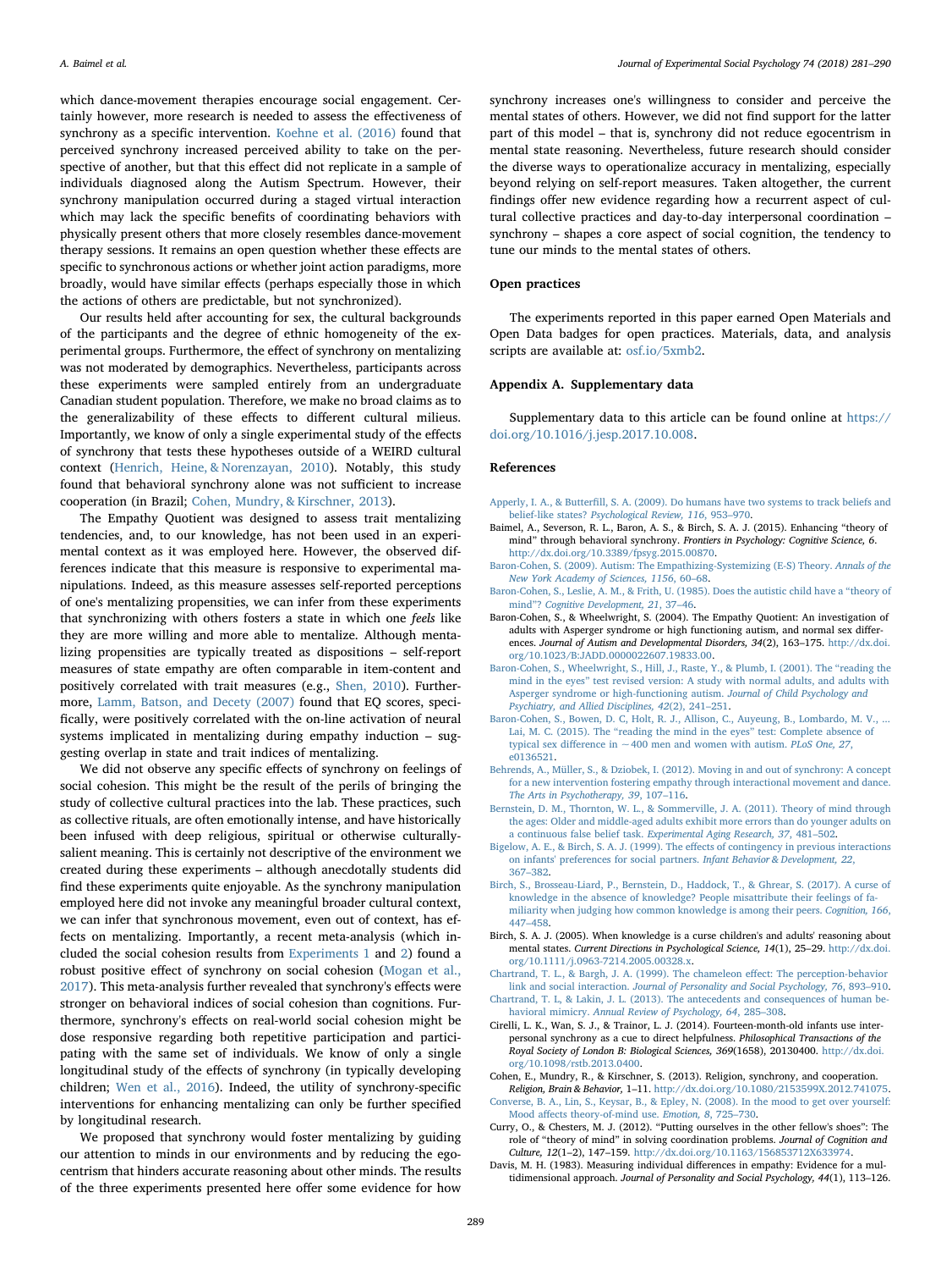which dance-movement therapies encourage social engagement. Certainly however, more research is needed to assess the effectiveness of synchrony as a specific intervention. Koehne et al. (2016) found that perceived synchrony increased perceived ability to take on the perspective of another, but that this effect did not replicate in a sample of individuals diagnosed along the Autism Spectrum. However, their synchrony manipulation occurred during a staged virtual interaction which may lack the specific benefits of coordinating behaviors with physically present others that more closely resembles dance-movement therapy sessions. It remains an open question whether these effects are specific to synchronous actions or whether joint action paradigms, more broadly, would have similar effects (perhaps especially those in which the actions of others are predictable, but not synchronized).

Our results held after accounting for sex, the cultural backgrounds of the participants and the degree of ethnic homogeneity of the experimental groups. Furthermore, the effect of synchrony on mentalizing was not moderated by demographics. Nevertheless, participants across these experiments were sampled entirely from an undergraduate Canadian student population. Therefore, we make no broad claims as to the generalizability of these effects to different cultural milieus. Importantly, we know of only a single experimental study of the effects of synchrony that tests these hypotheses outside of a WEIRD cultural context (Henrich, Heine, & Norenzayan, 2010). Notably, this study found that behavioral synchrony alone was not sufficient to increase cooperation (in Brazil; Cohen, Mundry, & Kirschner, 2013).

The Empathy Quotient was designed to assess trait mentalizing tendencies, and, to our knowledge, has not been used in an experimental context as it was employed here. However, the observed differences indicate that this measure is responsive to experimental manipulations. Indeed, as this measure assesses self-reported perceptions of one's mentalizing propensities, we can infer from these experiments that synchronizing with others fosters a state in which one *feels* like they are more willing and more able to mentalize. Although mentalizing propensities are typically treated as dispositions – self-report measures of state empathy are often comparable in item-content and positively correlated with trait measures (e.g., Shen, 2010). Furthermore, Lamm, Batson, and Decety (2007) found that EQ scores, specifically, were positively correlated with the on-line activation of neural systems implicated in mentalizing during empathy induction – suggesting overlap in state and trait indices of mentalizing.

We did not observe any specific effects of synchrony on feelings of social cohesion. This might be the result of the perils of bringing the study of collective cultural practices into the lab. These practices, such as collective rituals, are often emotionally intense, and have historically been infused with deep religious, spiritual or otherwise culturally-salient meaning. This is certainly not descriptive of the environment we created during these experiments – although anecdotally students did find these experiments quite enjoyable. As the synchrony manipulation employed here did not invoke any meaningful broader cultural context, we can infer that synchronous movement, even out of context, has effects on mentalizing. Importantly, a recent meta-analysis (which included the social cohesion results from Experiments 1 and 2) found a robust positive effect of synchrony on social cohesion (Mogan et al., 2017). This meta-analysis further revealed that synchrony's effects were stronger on behavioral indices of social cohesion than cognitions. Furthermore, synchrony's effects on real-world social cohesion might be dose responsive regarding both repetitive participation and participating with the same set of individuals. We know of only a single longitudinal study of the effects of synchrony (in typically developing children; Wen et al., 2016). Indeed, the utility of synchrony-specific interventions for enhancing mentalizing can only be further specified by longitudinal research.

We proposed that synchrony would foster mentalizing by guiding our attention to minds in our environments and by reducing the egocentrism that hinders accurate reasoning about other minds. The results of the three experiments presented here offer some evidence for how synchrony increases one's willingness to consider and perceive the mental states of others. However, we did not find support for the latter part of this model – that is, synchrony did not reduce egocentrism in mental state reasoning. Nevertheless, future research should consider the diverse ways to operationalize accuracy in mentalizing, especially beyond relying on self-report measures. Taken altogether, the current findings offer new evidence regarding how a recurrent aspect of cultural collective practices and day-to-day interpersonal coordination – synchrony – shapes a core aspect of social cognition, the tendency to tune our minds to the mental states of others.

## Open practices

The experiments reported in this paper earned Open Materials and Open Data badges for open practices. Materials, data, and analysis scripts are available at: osf.io/5xmb2.

## Appendix A. Supplementary data

Supplementary data to this article can be found online at https://doi.org/10.1016/j.jesp.2017.10.008.

## References

Apperly, I. A., & Butterfill, S. A. (2009). Do humans have two systems to track beliefs and belief-like states? *Psychological Review, 116*, 953–970.

Baimel, A., Severson, R. L., Baron, A. S., & Birch, S. A. J. (2015). Enhancing "theory of mind" through behavioral synchrony. *Frontiers in Psychology: Cognitive Science, 6*. http://dx.doi.org/10.3389/fpsyg.2015.00870.

Baron-Cohen, S. (2009). Autism: The Empathizing-Systemizing (E-S) Theory. *Annals of the New York Academy of Sciences, 1156*, 60–68.

Baron-Cohen, S., Leslie, A. M., & Frith, U. (1985). Does the autistic child have a "theory of mind"? *Cognitive Development, 21*, 37–46.

Baron-Cohen, S., & Wheelwright, S. (2004). The Empathy Quotient: An investigation of adults with Asperger syndrome or high functioning autism, and normal sex differences. *Journal of Autism and Developmental Disorders, 34*(2), 163–175. http://dx.doi.org/10.1023/B:JADD.0000022607.19833.00.

Baron-Cohen, S., Wheelwright, S., Hill, J., Raste, Y., & Plumb, I. (2001). The "reading the mind in the eyes" test revised version: A study with normal adults, and adults with Asperger syndrome or high-functioning autism. *Journal of Child Psychology and Psychiatry, and Allied Disciplines, 42*(2), 241–251.

Baron-Cohen, S., Bowen, D. C, Holt, R. J., Allison, C., Auyeung, B., Lombardo, M. V., ... Lai, M. C. (2015). The "reading the mind in the eyes" test: Complete absence of typical sex difference in −400 men and women with autism. *PLoS One, 27*, e0136521.

Behrends, A., Müller, S., & Dziobek, I. (2012). Moving in and out of synchrony: A concept for a new intervention fostering empathy through interactional movement and dance. *The Arts in Psychotherapy, 39*, 107–116.

Bernstein, D. M., Thornton, W. L., & Sommerville, J. A. (2011). Theory of mind through the ages: Older and middle-aged adults exhibit more errors than do younger adults on a continuous false belief task. *Experimental Aging Research, 37*, 481–502.

Bigelow, A. E., & Birch, S. A. J. (1999). The effects of contingency in previous interactions on infants' preferences for social partners. *Infant Behavior & Development, 22*, 367–382.

Birch, S., Brosseau-Liard, P., Bernstein, D., Haddock, T., & Ghrear, S. (2017). A curse of knowledge in the absence of knowledge? People misattribute their feelings of familiarity when judging how common knowledge is among their peers. *Cognition, 166*, 447–458.

Birch, S. A. J. (2005). When knowledge is a curse children's and adults' reasoning about mental states. *Current Directions in Psychological Science, 14*(1), 25–29. http://dx.doi.org/10.1111/j.0963-7214.2005.00328.x.

Chartrand, T. L., & Bargh, J. A. (1999). The chameleon effect: The perception-behavior link and social interaction. *Journal of Personality and Social Psychology, 76*, 893–910.

Chartrand, T. L, & Lakin, J. L. (2013). The antecedents and consequences of human behavioral mimicry. *Annual Review of Psychology, 64*, 285–308.

Cirelli, L. K., Wan, S. J., & Trainor, L. J. (2014). Fourteen-month-old infants use interpersonal synchrony as a cue to direct helpfulness. *Philosophical Transactions of the Royal Society of London B: Biological Sciences, 369*(1658), 20130400. http://dx.doi.org/10.1098/rstb.2013.0400.

Cohen, E., Mundry, R., & Kirschner, S. (2013). Religion, synchrony, and cooperation. *Religion, Brain & Behavior*, 1–11. http://dx.doi.org/10.1080/2153599X.2012.741075.

Converse, B. A., Lin, S., Keysar, B., & Epley, N. (2008). In the mood to get over yourself: Mood affects theory-of-mind use. *Emotion, 8*, 725–730.

Curry, O., & Chesters, M. J. (2012). "Putting ourselves in the other fellow's shoes": The role of "theory of mind" in solving coordination problems. *Journal of Cognition and Culture, 12*(1–2), 147–159. http://dx.doi.org/10.1163/156853712X633974.

Davis, M. H. (1983). Measuring individual differences in empathy: Evidence for a multidimensional approach. *Journal of Personality and Social Psychology, 44*(1), 113–126.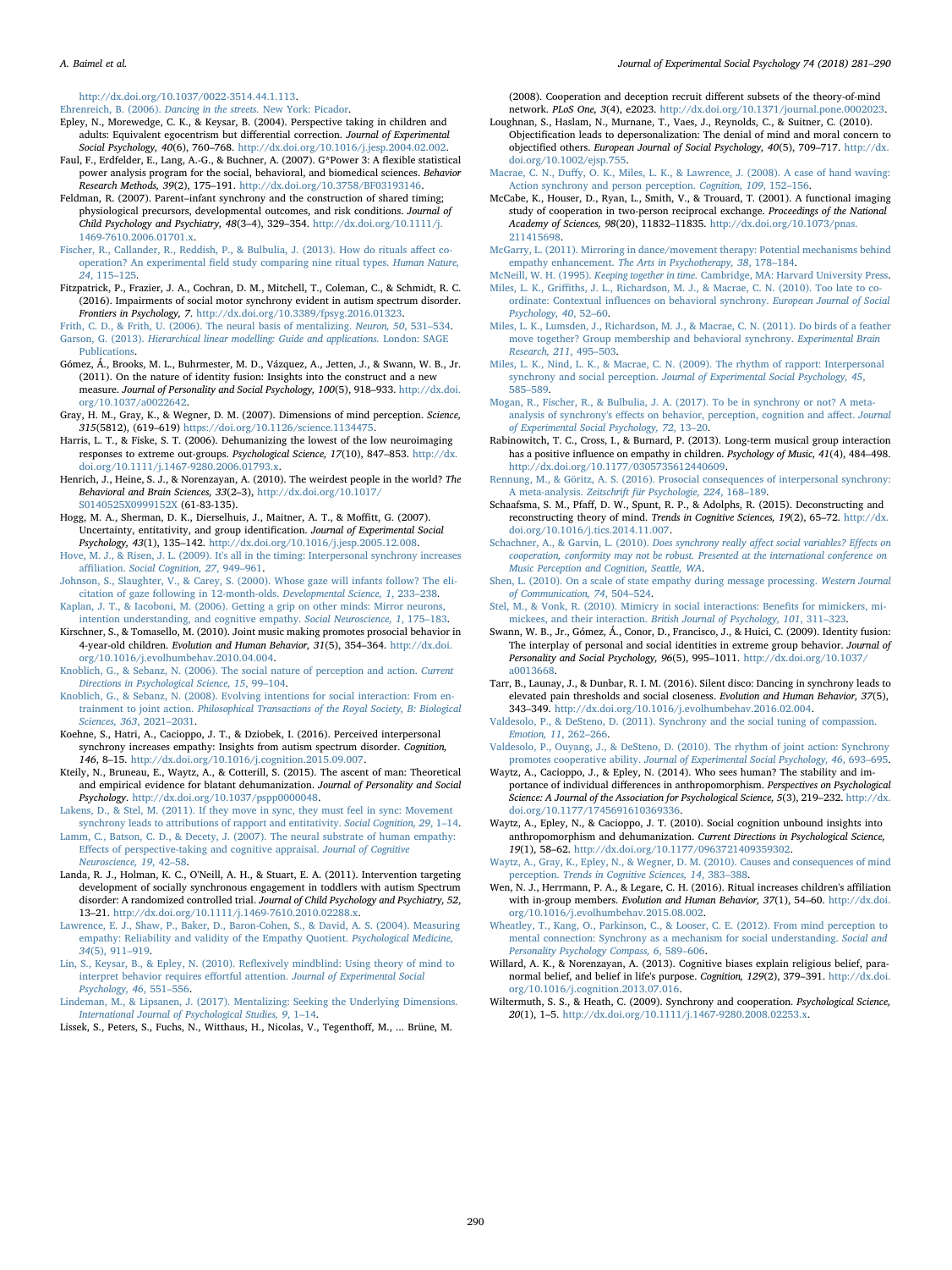http://dx.doi.org/10.1037/0022-3514.44.1.113.

Ehrenreich, B. (2006). *Dancing in the streets.* New York: Picador.

Epley, N., Morewedge, C. K., & Keysar, B. (2004). Perspective taking in children and adults: Equivalent egocentrism but differential correction. *Journal of Experimental Social Psychology, 40*(6), 760–768. http://dx.doi.org/10.1016/j.jesp.2004.02.002.

Faul, F., Erdfelder, E., Lang, A.-G., & Buchner, A. (2007). G*Power 3: A flexible statistical power analysis program for the social, behavioral, and biomedical sciences. *Behavior Research Methods, 39*(2), 175–191. http://dx.doi.org/10.3758/BF03193146.

Feldman, R. (2007). Parent–infant synchrony and the construction of shared timing; physiological precursors, developmental outcomes, and risk conditions. *Journal of Child Psychology and Psychiatry, 48*(3–4), 329–354. http://dx.doi.org/10.1111/j.1469-7610.2006.01701.x.

Fischer, R., Callander, R., Reddish, P., & Bulbulia, J. (2013). How do rituals affect cooperation? An experimental field study comparing nine ritual types. *Human Nature, 24*, 115–125.

Fitzpatrick, P., Frazier, J. A., Cochran, D. M., Mitchell, T., Coleman, C., & Schmidt, R. C. (2016). Impairments of social motor synchrony evident in autism spectrum disorder. *Frontiers in Psychology, 7*. http://dx.doi.org/10.3389/fpsyg.2016.01323.

Frith, C. D., & Frith, U. (2006). The neural basis of mentalizing. *Neuron, 50*, 531–534.

Garson, G. (2013). *Hierarchical linear modelling: Guide and applications.* London: SAGE Publications.

Gómez, Á., Brooks, M. L., Buhrmester, M. D., Vázquez, A., Jetten, J., & Swann, W. B., Jr. (2011). On the nature of identity fusion: Insights into the construct and a new measure. *Journal of Personality and Social Psychology, 100*(5), 918–933. http://dx.doi.org/10.1037/a0022642.

Gray, H. M., Gray, K., & Wegner, D. M. (2007). Dimensions of mind perception. *Science, 315*(5812), (619–619) https://doi.org/10.1126/science.1134475.

Harris, L. T., & Fiske, S. T. (2006). Dehumanizing the lowest of the low neuroimaging responses to extreme out-groups. *Psychological Science, 17*(10), 847–853. http://dx.doi.org/10.1111/j.1467-9280.2006.01793.x.

Henrich, J., Heine, S. J., & Norenzayan, A. (2010). The weirdest people in the world? *The Behavioral and Brain Sciences, 33*(2–3), http://dx.doi.org/10.1017/S0140525X0999152X (61-83-135).

Hogg, M. A., Sherman, D. K., Dierselhuis, J., Maitner, A. T., & Moffitt, G. (2007). Uncertainty, entitativity, and group identification. *Journal of Experimental Social Psychology, 43*(1), 135–142. http://dx.doi.org/10.1016/j.jesp.2005.12.008.

Hove, M. J., & Risen, J. L. (2009). It's all in the timing: Interpersonal synchrony increases affiliation. *Social Cognition, 27*, 949–961.

Johnson, S., Slaughter, V., & Carey, S. (2000). Whose gaze will infants follow? The elicitation of gaze following in 12-month-olds. *Developmental Science, 1*, 233–238.

Kaplan, J. T., & Iacoboni, M. (2006). Getting a grip on other minds: Mirror neurons, intention understanding, and cognitive empathy. *Social Neuroscience, 1*, 175–183.

Kirschner, S., & Tomasello, M. (2010). Joint music making promotes prosocial behavior in 4-year-old children. *Evolution and Human Behavior, 31*(5), 354–364. http://dx.doi.org/10.1016/j.evolhumbehav.2010.04.004.

Knoblich, G., & Sebanz, N. (2006). The social nature of perception and action. *Current Directions in Psychological Science, 15*, 99–104.

Knoblich, G., & Sebanz, N. (2008). Evolving intentions for social interaction: From entrainment to joint action. *Philosophical Transactions of the Royal Society, B: Biological Sciences, 363*, 2021–2031.

Koehne, S., Hatri, A., Cacioppo, J. T., & Dziobek, I. (2016). Perceived interpersonal synchrony increases empathy: Insights from autism spectrum disorder. *Cognition, 146*, 8–15. http://dx.doi.org/10.1016/j.cognition.2015.09.007.

Kteily, N., Bruneau, E., Waytz, A., & Cotterill, S. (2015). The ascent of man: Theoretical and empirical evidence for blatant dehumanization. *Journal of Personality and Social Psychology*. http://dx.doi.org/10.1037/pspp0000048.

Lakens, D., & Stel, M. (2011). If they move in sync, they must feel in sync: Movement synchrony leads to attributions of rapport and entitativity. *Social Cognition, 29*, 1–14.

Lamm, C., Batson, C. D., & Decety, J. (2007). The neural substrate of human empathy: Effects of perspective-taking and cognitive appraisal. *Journal of Cognitive Neuroscience, 19*, 42–58.

Landa, R. J., Holman, K. C., O'Neill, A. H., & Stuart, E. A. (2011). Intervention targeting development of socially synchronous engagement in toddlers with autism Spectrum disorder: A randomized controlled trial. *Journal of Child Psychology and Psychiatry, 52*, 13–21. http://dx.doi.org/10.1111/j.1469-7610.2010.02288.x.

Lawrence, E. J., Shaw, P., Baker, D., Baron-Cohen, S., & David, A. S. (2004). Measuring empathy: Reliability and validity of the Empathy Quotient. *Psychological Medicine, 34*(5), 911–919.

Lin, S., Keysar, B., & Epley, N. (2010). Reflexively mindblind: Using theory of mind to interpret behavior requires effortful attention. *Journal of Experimental Social Psychology, 46*, 551–556.

Lindeman, M., & Lipsanen, J. (2017). Mentalizing: Seeking the Underlying Dimensions. *International Journal of Psychological Studies, 9*, 1–14.

Lissek, S., Peters, S., Fuchs, N., Witthaus, H., Nicolas, V., Tegenthoff, M., ... Brüne, M. (2008). Cooperation and deception recruit different subsets of the theory-of-mind network. *PLoS One, 3*(4), e2023. http://dx.doi.org/10.1371/journal.pone.0002023.

Loughnan, S., Haslam, N., Murnane, T., Vaes, J., Reynolds, C., & Suitner, C. (2010). Objectification leads to depersonalization: The denial of mind and moral concern to objectified others. *European Journal of Social Psychology, 40*(5), 709–717. http://dx.doi.org/10.1002/ejsp.755.

Macrae, C. N., Duffy, O. K., Miles, L. K., & Lawrence, J. (2008). A case of hand waving: Action synchrony and person perception. *Cognition, 109*, 152–156.

McCabe, K., Houser, D., Ryan, L., Smith, V., & Trouard, T. (2001). A functional imaging study of cooperation in two-person reciprocal exchange. *Proceedings of the National Academy of Sciences, 98*(20), 11832–11835. http://dx.doi.org/10.1073/pnas.211415698.

McGarry, L. (2011). Mirroring in dance/movement therapy: Potential mechanisms behind empathy enhancement. *The Arts in Psychotherapy, 38*, 178–184.

McNeill, W. H. (1995). *Keeping together in time.* Cambridge, MA: Harvard University Press.

Miles, L. K., Griffiths, J. L., Richardson, M. J., & Macrae, C. N. (2010). Too late to coordinate: Contextual influences on behavioral synchrony. *European Journal of Social Psychology, 40*, 52–60.

Miles, L. K., Lumsden, J., Richardson, M. J., & Macrae, C. N. (2011). Do birds of a feather move together? Group membership and behavioral synchrony. *Experimental Brain Research, 211*, 495–503.

Miles, L. K., Nind, L. K., & Macrae, C. N. (2009). The rhythm of rapport: Interpersonal synchrony and social perception. *Journal of Experimental Social Psychology, 45*, 585–589.

Mogan, R., Fischer, R., & Bulbulia, J. A. (2017). To be in synchrony or not? A meta-analysis of synchrony's effects on behavior, perception, cognition and affect. *Journal of Experimental Social Psychology, 72*, 13–20.

Rabinowitch, T. C., Cross, I., & Burnard, P. (2013). Long-term musical group interaction has a positive influence on empathy in children. *Psychology of Music, 41*(4), 484–498. http://dx.doi.org/10.1177/0305735612440609.

Rennung, M., & Göritz, A. S. (2016). Prosocial consequences of interpersonal synchrony: A meta-analysis. *Zeitschrift für Psychologie, 224*, 168–189.

Schaafsma, S. M., Pfaff, D. W., Spunt, R. P., & Adolphs, R. (2015). Deconstructing and reconstructing theory of mind. *Trends in Cognitive Sciences, 19*(2), 65–72. http://dx.doi.org/10.1016/j.tics.2014.11.007.

Schachner, A., & Garvin, L. (2010). *Does synchrony really affect social variables? Effects on cooperation, conformity may not be robust. Presented at the international conference on Music Perception and Cognition, Seattle, WA.*

Shen, L. (2010). On a scale of state empathy during message processing. *Western Journal of Communication, 74*, 504–524.

Stel, M., & Vonk, R. (2010). Mimicry in social interactions: Benefits for mimickers, mimickees, and their interaction. *British Journal of Psychology, 101*, 311–323.

Swann, W. B., Jr., Gómez, Á., Conor, D., Francisco, J., & Huici, C. (2009). Identity fusion: The interplay of personal and social identities in extreme group behavior. *Journal of Personality and Social Psychology, 96*(5), 995–1011. http://dx.doi.org/10.1037/a0013668.

Tarr, B., Launay, J., & Dunbar, R. I. M. (2016). Silent disco: Dancing in synchrony leads to elevated pain thresholds and social closeness. *Evolution and Human Behavior, 37*(5), 343–349. http://dx.doi.org/10.1016/j.evolhumbehav.2016.02.004.

Valdesolo, P., & DeSteno, D. (2011). Synchrony and the social tuning of compassion. *Emotion, 11*, 262–266.

Valdesolo, P., Ouyang, J., & DeSteno, D. (2010). The rhythm of joint action: Synchrony promotes cooperative ability. *Journal of Experimental Social Psychology, 46*, 693–695.

Waytz, A., Cacioppo, J., & Epley, N. (2014). Who sees human? The stability and importance of individual differences in anthropomorphism. *Perspectives on Psychological Science: A Journal of the Association for Psychological Science, 5*(3), 219–232. http://dx.doi.org/10.1177/1745691610369336.

Waytz, A., Epley, N., & Cacioppo, J. T. (2010). Social cognition unbound insights into anthropomorphism and dehumanization. *Current Directions in Psychological Science, 19*(1), 58–62. http://dx.doi.org/10.1177/0963721409359302.

Waytz, A., Gray, K., Epley, N., & Wegner, D. M. (2010). Causes and consequences of mind perception. *Trends in Cognitive Sciences, 14*, 383–388.

Wen, N. J., Herrmann, P. A., & Legare, C. H. (2016). Ritual increases children's affiliation with in-group members. *Evolution and Human Behavior, 37*(1), 54–60. http://dx.doi.org/10.1016/j.evolhumbehav.2015.08.002.

Wheatley, T., Kang, O., Parkinson, C., & Looser, C. E. (2012). From mind perception to mental connection: Synchrony as a mechanism for social understanding. *Social and Personality Psychology Compass, 6*, 589–606.

Willard, A. K., & Norenzayan, A. (2013). Cognitive biases explain religious belief, paranormal belief, and belief in life's purpose. *Cognition, 129*(2), 379–391. http://dx.doi.org/10.1016/j.cognition.2013.07.016.

Wiltermuth, S. S., & Heath, C. (2009). Synchrony and cooperation. *Psychological Science, 20*(1), 1–5. http://dx.doi.org/10.1111/j.1467-9280.2008.02253.x.